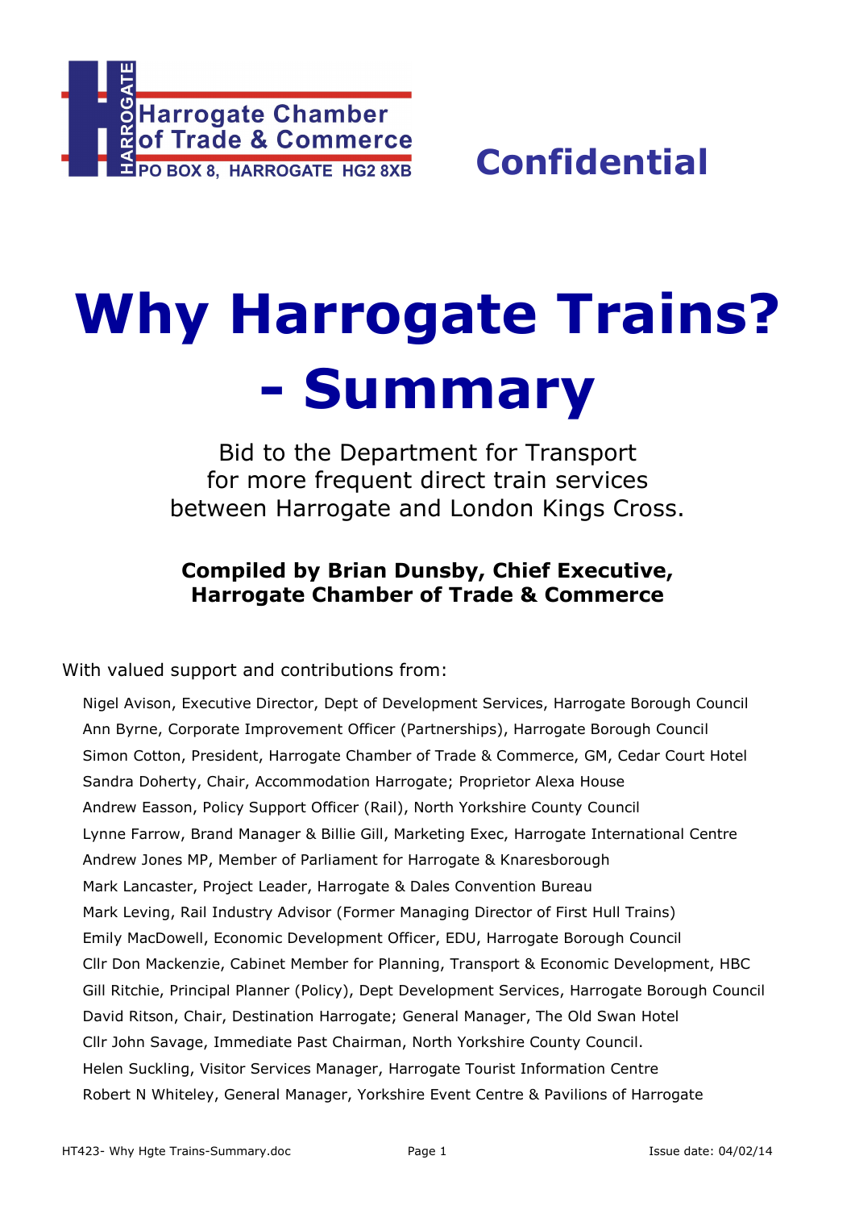Harrogate Chamber of Trade & Commerce
PO BOX 8, HARROGATE HG2 8XB

**Confidential**

# Why Harrogate Trains? - Summary

Bid to the Department for Transport
for more frequent direct train services
between Harrogate and London Kings Cross.

**Compiled by Brian Dunsby, Chief Executive,**
**Harrogate Chamber of Trade & Commerce**

With valued support and contributions from:

Nigel Avison, Executive Director, Dept of Development Services, Harrogate Borough Council
Ann Byrne, Corporate Improvement Officer (Partnerships), Harrogate Borough Council
Simon Cotton, President, Harrogate Chamber of Trade & Commerce, GM, Cedar Court Hotel
Sandra Doherty, Chair, Accommodation Harrogate; Proprietor Alexa House
Andrew Easson, Policy Support Officer (Rail), North Yorkshire County Council
Lynne Farrow, Brand Manager & Billie Gill, Marketing Exec, Harrogate International Centre
Andrew Jones MP, Member of Parliament for Harrogate & Knaresborough
Mark Lancaster, Project Leader, Harrogate & Dales Convention Bureau
Mark Leving, Rail Industry Advisor (Former Managing Director of First Hull Trains)
Emily MacDowell, Economic Development Officer, EDU, Harrogate Borough Council
Cllr Don Mackenzie, Cabinet Member for Planning, Transport & Economic Development, HBC
Gill Ritchie, Principal Planner (Policy), Dept Development Services, Harrogate Borough Council
David Ritson, Chair, Destination Harrogate; General Manager, The Old Swan Hotel
Cllr John Savage, Immediate Past Chairman, North Yorkshire County Council.
Helen Suckling, Visitor Services Manager, Harrogate Tourist Information Centre
Robert N Whiteley, General Manager, Yorkshire Event Centre & Pavilions of Harrogate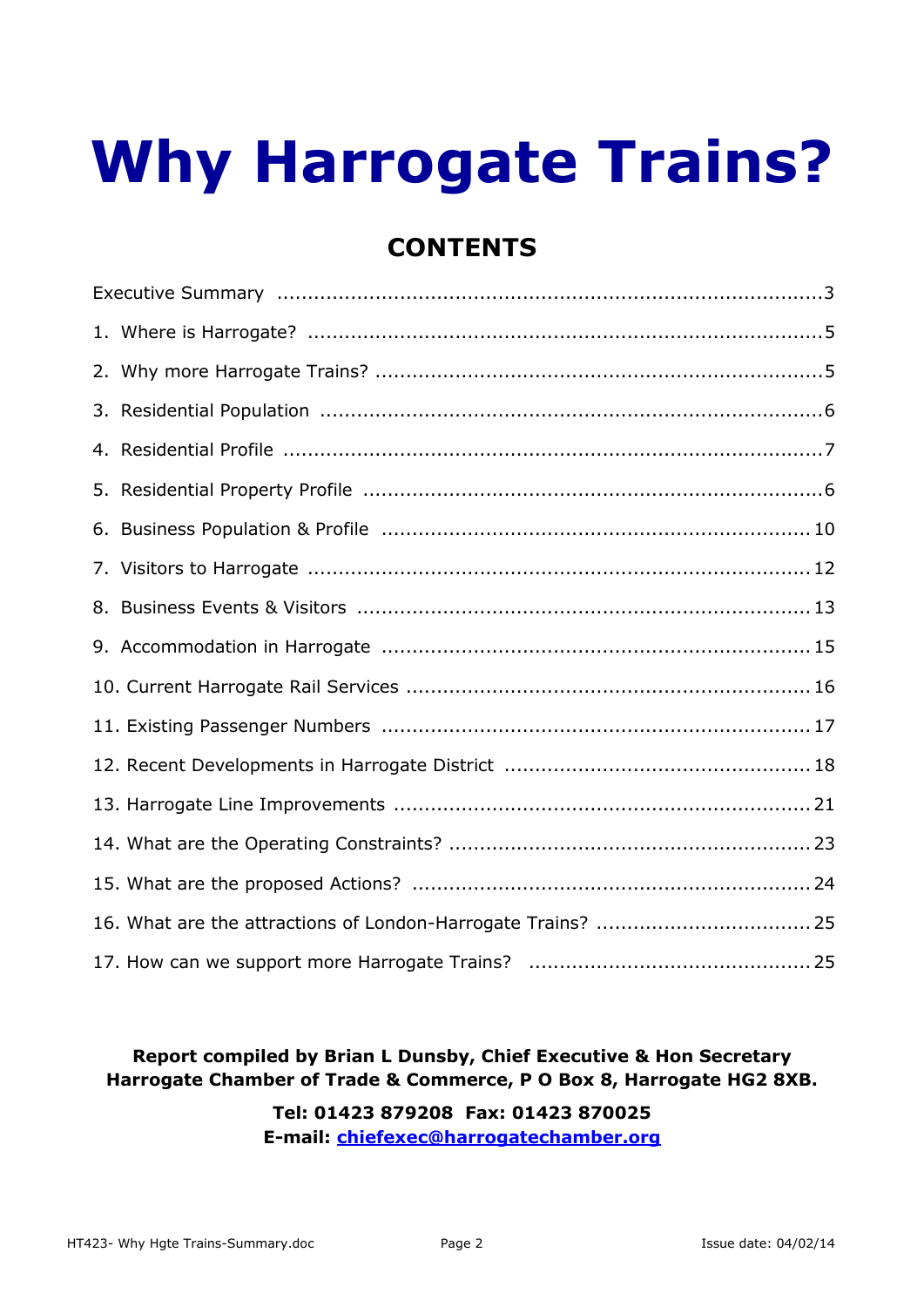# Why Harrogate Trains?

## CONTENTS

Executive Summary ........................................................................................3

1. Where is Harrogate? ...................................................................................5
2. Why more Harrogate Trains? ........................................................................5
3. Residential Population ..................................................................................6
4. Residential Profile .........................................................................................7
5. Residential Property Profile ...........................................................................6
6. Business Population & Profile .......................................................................10
7. Visitors to Harrogate ....................................................................................12
8. Business Events & Visitors ...........................................................................13
9. Accommodation in Harrogate .......................................................................15
10. Current Harrogate Rail Services .................................................................16
11. Existing Passenger Numbers ......................................................................17
12. Recent Developments in Harrogate District ................................................18
13. Harrogate Line Improvements ....................................................................21
14. What are the Operating Constraints? ..........................................................23
15. What are the proposed Actions? ................................................................24
16. What are the attractions of London-Harrogate Trains? ...................................25
17. How can we support more Harrogate Trains? ..............................................25

**Report compiled by Brian L Dunsby, Chief Executive & Hon Secretary**
**Harrogate Chamber of Trade & Commerce, P O Box 8, Harrogate HG2 8XB.**

**Tel: 01423 879208 Fax: 01423 870025**
**E-mail: chiefexec@harrogatechamber.org**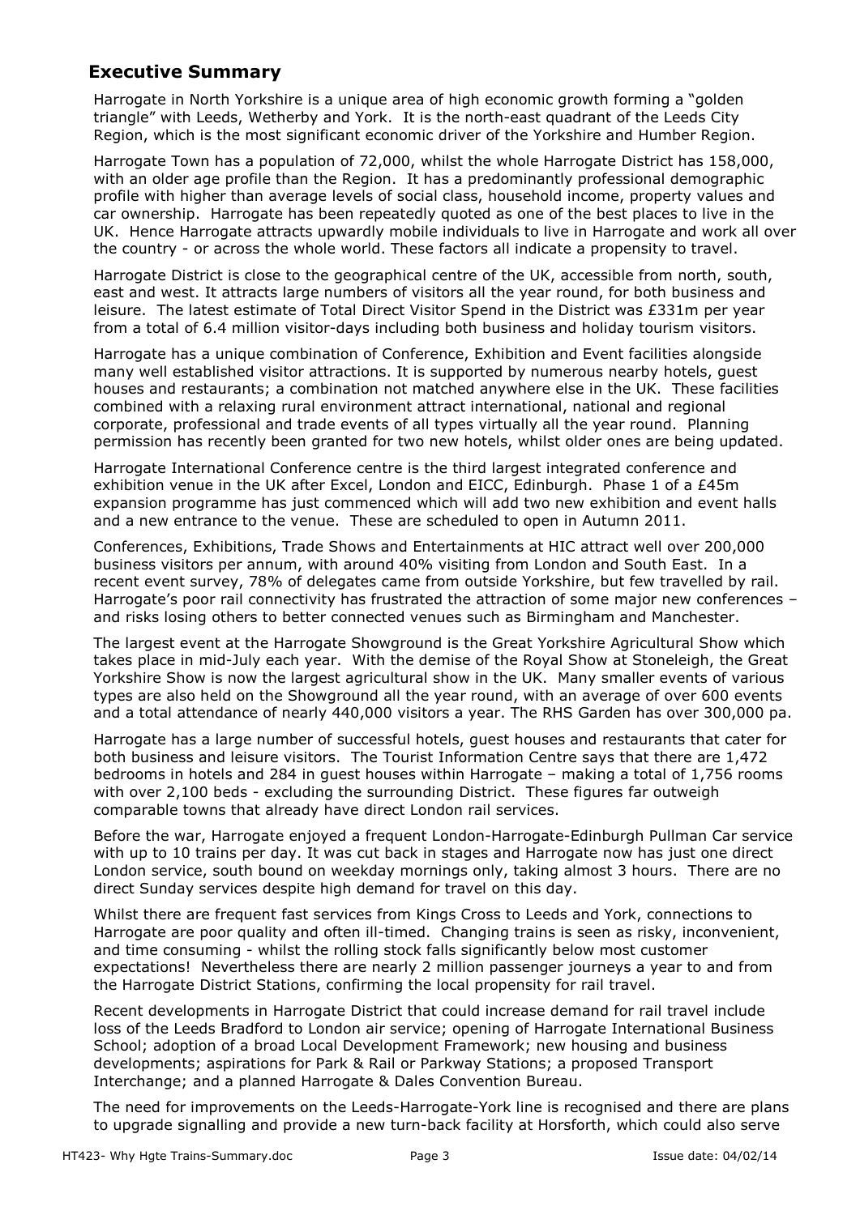## Executive Summary

Harrogate in North Yorkshire is a unique area of high economic growth forming a "golden triangle" with Leeds, Wetherby and York. It is the north-east quadrant of the Leeds City Region, which is the most significant economic driver of the Yorkshire and Humber Region.

Harrogate Town has a population of 72,000, whilst the whole Harrogate District has 158,000, with an older age profile than the Region. It has a predominantly professional demographic profile with higher than average levels of social class, household income, property values and car ownership. Harrogate has been repeatedly quoted as one of the best places to live in the UK. Hence Harrogate attracts upwardly mobile individuals to live in Harrogate and work all over the country - or across the whole world. These factors all indicate a propensity to travel.

Harrogate District is close to the geographical centre of the UK, accessible from north, south, east and west. It attracts large numbers of visitors all the year round, for both business and leisure. The latest estimate of Total Direct Visitor Spend in the District was £331m per year from a total of 6.4 million visitor-days including both business and holiday tourism visitors.

Harrogate has a unique combination of Conference, Exhibition and Event facilities alongside many well established visitor attractions. It is supported by numerous nearby hotels, guest houses and restaurants; a combination not matched anywhere else in the UK. These facilities combined with a relaxing rural environment attract international, national and regional corporate, professional and trade events of all types virtually all the year round. Planning permission has recently been granted for two new hotels, whilst older ones are being updated.

Harrogate International Conference centre is the third largest integrated conference and exhibition venue in the UK after Excel, London and EICC, Edinburgh. Phase 1 of a £45m expansion programme has just commenced which will add two new exhibition and event halls and a new entrance to the venue. These are scheduled to open in Autumn 2011.

Conferences, Exhibitions, Trade Shows and Entertainments at HIC attract well over 200,000 business visitors per annum, with around 40% visiting from London and South East. In a recent event survey, 78% of delegates came from outside Yorkshire, but few travelled by rail. Harrogate's poor rail connectivity has frustrated the attraction of some major new conferences – and risks losing others to better connected venues such as Birmingham and Manchester.

The largest event at the Harrogate Showground is the Great Yorkshire Agricultural Show which takes place in mid-July each year. With the demise of the Royal Show at Stoneleigh, the Great Yorkshire Show is now the largest agricultural show in the UK. Many smaller events of various types are also held on the Showground all the year round, with an average of over 600 events and a total attendance of nearly 440,000 visitors a year. The RHS Garden has over 300,000 pa.

Harrogate has a large number of successful hotels, guest houses and restaurants that cater for both business and leisure visitors. The Tourist Information Centre says that there are 1,472 bedrooms in hotels and 284 in guest houses within Harrogate – making a total of 1,756 rooms with over 2,100 beds - excluding the surrounding District. These figures far outweigh comparable towns that already have direct London rail services.

Before the war, Harrogate enjoyed a frequent London-Harrogate-Edinburgh Pullman Car service with up to 10 trains per day. It was cut back in stages and Harrogate now has just one direct London service, south bound on weekday mornings only, taking almost 3 hours. There are no direct Sunday services despite high demand for travel on this day.

Whilst there are frequent fast services from Kings Cross to Leeds and York, connections to Harrogate are poor quality and often ill-timed. Changing trains is seen as risky, inconvenient, and time consuming - whilst the rolling stock falls significantly below most customer expectations! Nevertheless there are nearly 2 million passenger journeys a year to and from the Harrogate District Stations, confirming the local propensity for rail travel.

Recent developments in Harrogate District that could increase demand for rail travel include loss of the Leeds Bradford to London air service; opening of Harrogate International Business School; adoption of a broad Local Development Framework; new housing and business developments; aspirations for Park & Rail or Parkway Stations; a proposed Transport Interchange; and a planned Harrogate & Dales Convention Bureau.

The need for improvements on the Leeds-Harrogate-York line is recognised and there are plans to upgrade signalling and provide a new turn-back facility at Horsforth, which could also serve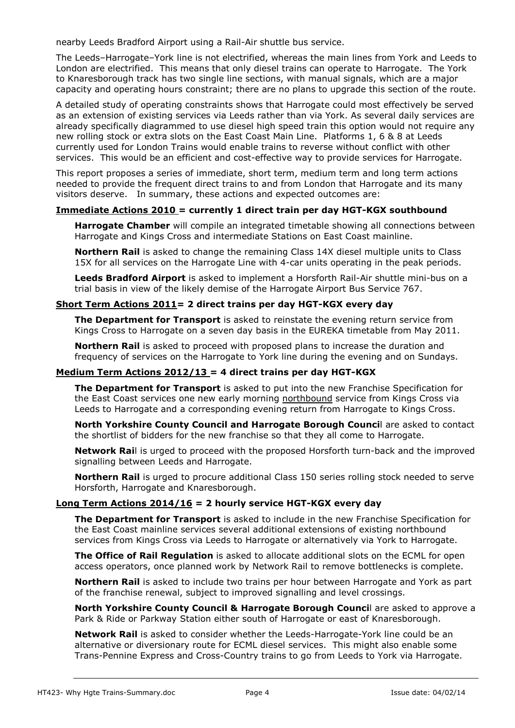nearby Leeds Bradford Airport using a Rail-Air shuttle bus service.

The Leeds–Harrogate–York line is not electrified, whereas the main lines from York and Leeds to London are electrified. This means that only diesel trains can operate to Harrogate. The York to Knaresborough track has two single line sections, with manual signals, which are a major capacity and operating hours constraint; there are no plans to upgrade this section of the route.

A detailed study of operating constraints shows that Harrogate could most effectively be served as an extension of existing services via Leeds rather than via York. As several daily services are already specifically diagrammed to use diesel high speed train this option would not require any new rolling stock or extra slots on the East Coast Main Line. Platforms 1, 6 & 8 at Leeds currently used for London Trains would enable trains to reverse without conflict with other services. This would be an efficient and cost-effective way to provide services for Harrogate.

This report proposes a series of immediate, short term, medium term and long term actions needed to provide the frequent direct trains to and from London that Harrogate and its many visitors deserve. In summary, these actions and expected outcomes are:

**Immediate Actions 2010 = currently 1 direct train per day HGT-KGX southbound**

**Harrogate Chamber** will compile an integrated timetable showing all connections between Harrogate and Kings Cross and intermediate Stations on East Coast mainline.

**Northern Rail** is asked to change the remaining Class 14X diesel multiple units to Class 15X for all services on the Harrogate Line with 4-car units operating in the peak periods.

**Leeds Bradford Airport** is asked to implement a Horsforth Rail-Air shuttle mini-bus on a trial basis in view of the likely demise of the Harrogate Airport Bus Service 767.

**Short Term Actions 2011= 2 direct trains per day HGT-KGX every day**

**The Department for Transport** is asked to reinstate the evening return service from Kings Cross to Harrogate on a seven day basis in the EUREKA timetable from May 2011.

**Northern Rail** is asked to proceed with proposed plans to increase the duration and frequency of services on the Harrogate to York line during the evening and on Sundays.

**Medium Term Actions 2012/13 = 4 direct trains per day HGT-KGX**

**The Department for Transport** is asked to put into the new Franchise Specification for the East Coast services one new early morning northbound service from Kings Cross via Leeds to Harrogate and a corresponding evening return from Harrogate to Kings Cross.

**North Yorkshire County Council and Harrogate Borough Council** are asked to contact the shortlist of bidders for the new franchise so that they all come to Harrogate.

**Network Rail** is urged to proceed with the proposed Horsforth turn-back and the improved signalling between Leeds and Harrogate.

**Northern Rail** is urged to procure additional Class 150 series rolling stock needed to serve Horsforth, Harrogate and Knaresborough.

**Long Term Actions 2014/16 = 2 hourly service HGT-KGX every day**

**The Department for Transport** is asked to include in the new Franchise Specification for the East Coast mainline services several additional extensions of existing northbound services from Kings Cross via Leeds to Harrogate or alternatively via York to Harrogate.

**The Office of Rail Regulation** is asked to allocate additional slots on the ECML for open access operators, once planned work by Network Rail to remove bottlenecks is complete.

**Northern Rail** is asked to include two trains per hour between Harrogate and York as part of the franchise renewal, subject to improved signalling and level crossings.

**North Yorkshire County Council & Harrogate Borough Council** are asked to approve a Park & Ride or Parkway Station either south of Harrogate or east of Knaresborough.

**Network Rail** is asked to consider whether the Leeds-Harrogate-York line could be an alternative or diversionary route for ECML diesel services. This might also enable some Trans-Pennine Express and Cross-Country trains to go from Leeds to York via Harrogate.